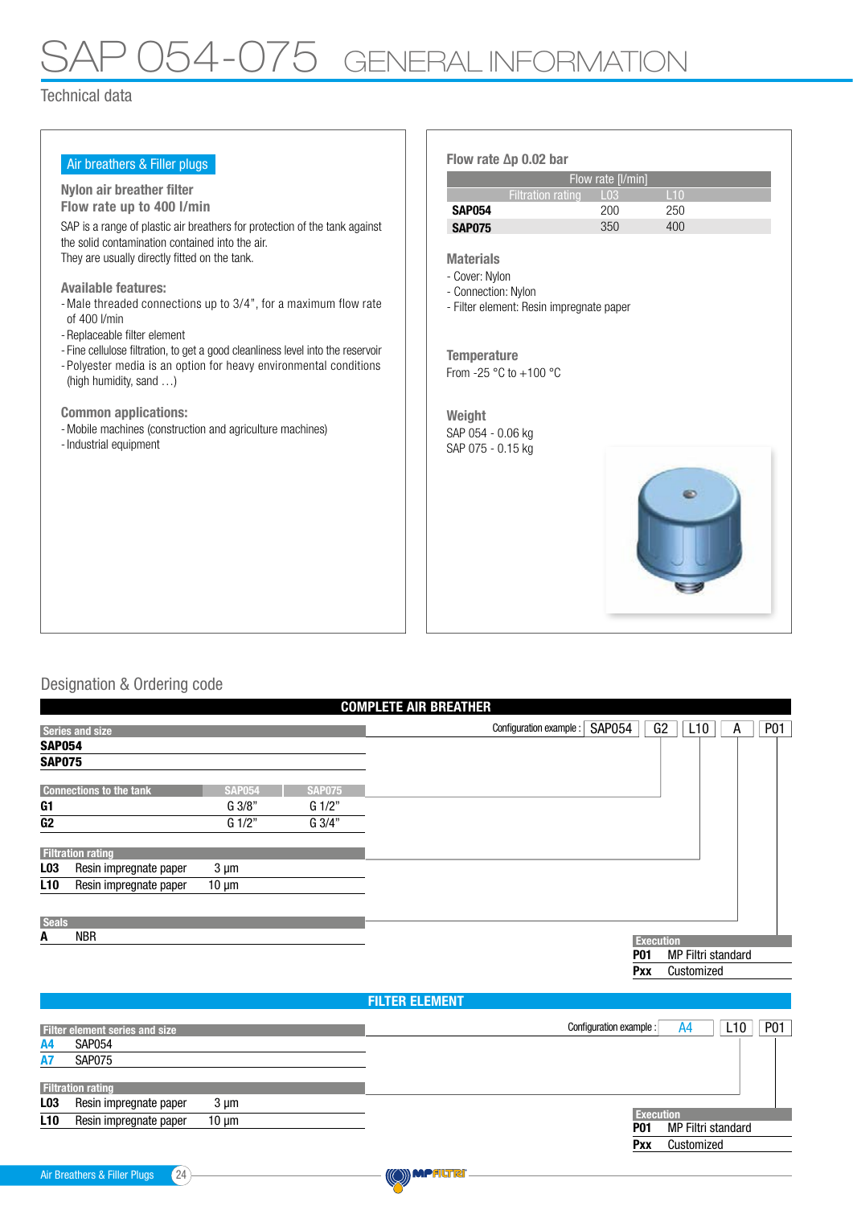# SAP 054-075 GENERAL INFORMATION

## Technical data

**Air breathers & Filler plugs**

### Nylon air breather filter
### Flow rate up to 400 l/min

SAP is a range of plastic air breathers for protection of the tank against the solid contamination contained into the air.
They are usually directly fitted on the tank.

**Available features:**

- Male threaded connections up to 3/4", for a maximum flow rate of 400 l/min
- Replaceable filter element
- Fine cellulose filtration, to get a good cleanliness level into the reservoir
- Polyester media is an option for heavy environmental conditions (high humidity, sand ...)

**Common applications:**

- Mobile machines (construction and agriculture machines)
- Industrial equipment

**Flow rate Δp 0.02 bar**

| | Flow rate [l/min] | |
|---|---|---|
| Filtration rating | L03 | L10 |
| **SAP054** | 200 | 250 |
| **SAP075** | 350 | 400 |

**Materials**

- Cover: Nylon
- Connection: Nylon
- Filter element: Resin impregnate paper

**Temperature**

From -25 °C to +100 °C

**Weight**

SAP 054 - 0.06 kg
SAP 075 - 0.15 kg

## Designation & Ordering code

### COMPLETE AIR BREATHER

Configuration example : SAP054 | G2 | L10 | A | P01

**Series and size**

| | |
|---|---|
| **SAP054** | |
| **SAP075** | |

| Connections to the tank | SAP054 | SAP075 |
|---|---|---|
| **G1** | G 3/8" | G 1/2" |
| **G2** | G 1/2" | G 3/4" |

| Filtration rating | | |
|---|---|---|
| **L03** | Resin impregnate paper | 3 µm |
| **L10** | Resin impregnate paper | 10 µm |

| Seals | |
|---|---|
| **A** | NBR |

| Execution | |
|---|---|
| **P01** | MP Filtri standard |
| **Pxx** | Customized |

### FILTER ELEMENT

Configuration example : A4 | L10 | P01

| Filter element series and size | |
|---|---|
| **A4** | SAP054 |
| **A7** | SAP075 |

| Filtration rating | | |
|---|---|---|
| **L03** | Resin impregnate paper | 3 µm |
| **L10** | Resin impregnate paper | 10 µm |

| Execution | |
|---|---|
| **P01** | MP Filtri standard |
| **Pxx** | Customized |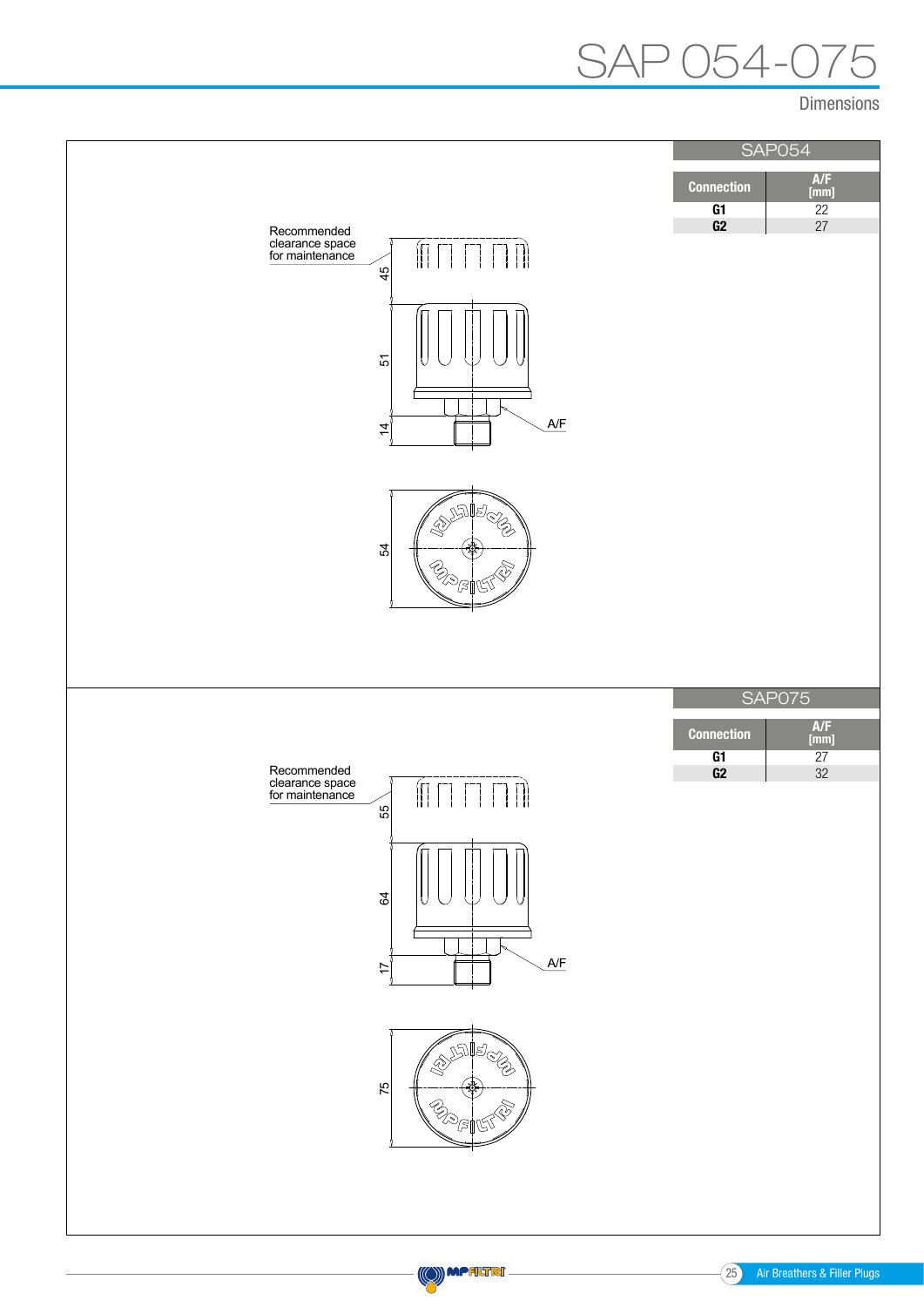# SAP 054-075

Dimensions

## SAP054

| Connection | A/F [mm] |
|---|---|
| G1 | 22 |
| G2 | 27 |

Recommended clearance space for maintenance

45

51

14

A/F

54

## SAP075

| Connection | A/F [mm] |
|---|---|
| G1 | 27 |
| G2 | 32 |

Recommended clearance space for maintenance

55

64

17

A/F

75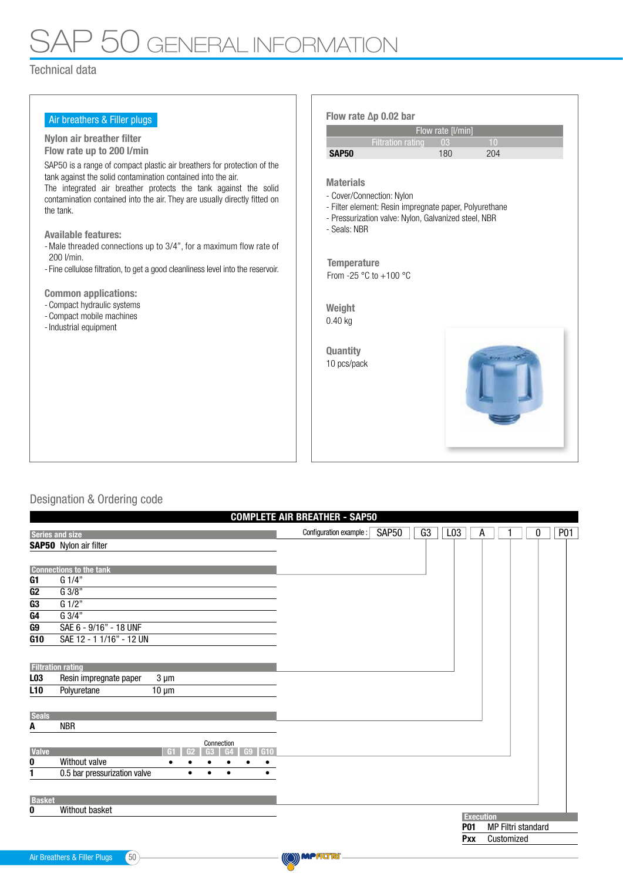# SAP 50 GENERAL INFORMATION

## Technical data

**Air breathers & Filler plugs**

### Nylon air breather filter
### Flow rate up to 200 l/min

SAP50 is a range of compact plastic air breathers for protection of the tank against the solid contamination contained into the air.
The integrated air breather protects the tank against the solid contamination contained into the air. They are usually directly fitted on the tank.

**Available features:**

- Male threaded connections up to 3/4", for a maximum flow rate of 200 l/min.
- Fine cellulose filtration, to get a good cleanliness level into the reservoir.

**Common applications:**

- Compact hydraulic systems
- Compact mobile machines
- Industrial equipment

**Flow rate Δp 0.02 bar**

| | Flow rate [l/min] | |
|---|---|---|
| Filtration rating | 03 | 10 |
| **SAP50** | 180 | 204 |

**Materials**

- Cover/Connection: Nylon
- Filter element: Resin impregnate paper, Polyurethane
- Pressurization valve: Nylon, Galvanized steel, NBR
- Seals: NBR

**Temperature**

From -25 °C to +100 °C

**Weight**

0.40 kg

**Quantity**

10 pcs/pack

## Designation & Ordering code

**COMPLETE AIR BREATHER - SAP50**

Configuration example : SAP50 | G3 | L03 | A | 1 | 0 | P01

**Series and size**

| | |
|---|---|
| **SAP50** | Nylon air filter |

**Connections to the tank**

| | |
|---|---|
| **G1** | G 1/4" |
| **G2** | G 3/8" |
| **G3** | G 1/2" |
| **G4** | G 3/4" |
| **G9** | SAE 6 - 9/16" - 18 UNF |
| **G10** | SAE 12 - 1 1/16" - 12 UN |

**Filtration rating**

| | | |
|---|---|---|
| **L03** | Resin impregnate paper | 3 µm |
| **L10** | Polyuretane | 10 µm |

**Seals**

| | |
|---|---|
| **A** | NBR |

**Valve**

| Valve | | G1 | G2 | G3 | G4 | G9 | G10 |
|---|---|---|---|---|---|---|---|
| **0** | Without valve | • | • | • | • | • | • |
| **1** | 0.5 bar pressurization valve | | • | • | • | | • |

**Basket**

| | |
|---|---|
| **0** | Without basket |

**Execution**

| | |
|---|---|
| **P01** | MP Filtri standard |
| **Pxx** | Customized |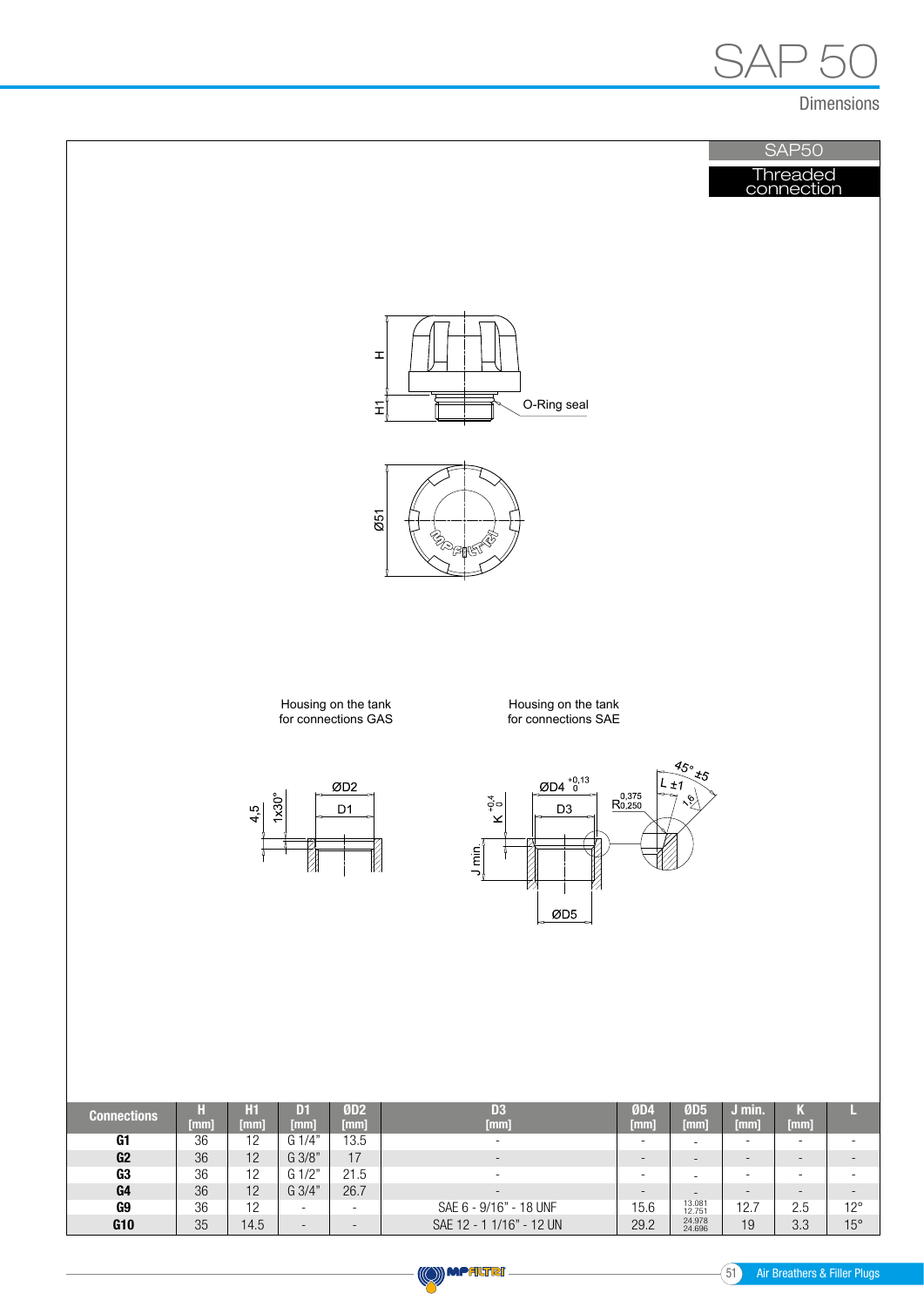# SAP 50

## Dimensions

SAP50

Threaded connection

H

H1

O-Ring seal

Ø51

Housing on the tank for connections GAS

Housing on the tank for connections SAE

ØD2

D1

4,5

1x30°

ØD4 $^{+0,13}_{0}$

D3

K $^{+0,4}_{0}$

J min.

ØD5

$R^{0,375}_{0,250}$

L ±1

45° ±5

1,6

| Connections | H [mm] | H1 [mm] | D1 [mm] | ØD2 [mm] | D3 [mm] | ØD4 [mm] | ØD5 [mm] | J min. [mm] | K [mm] | L |
|---|---|---|---|---|---|---|---|---|---|---|
| **G1** | 36 | 12 | G 1/4" | 13.5 | - | - | - | - | - | - |
| **G2** | 36 | 12 | G 3/8" | 17 | - | - | - | - | - | - |
| **G3** | 36 | 12 | G 1/2" | 21.5 | - | - | - | - | - | - |
| **G4** | 36 | 12 | G 3/4" | 26.7 | - | - | - | - | - | - |
| **G9** | 36 | 12 | - | - | SAE 6 - 9/16" - 18 UNF | 15.6 | 13.081 12.751 | 12.7 | 2.5 | 12° |
| **G10** | 35 | 14.5 | - | - | SAE 12 - 1 1/16" - 12 UN | 29.2 | 24.978 24.696 | 19 | 3.3 | 15° |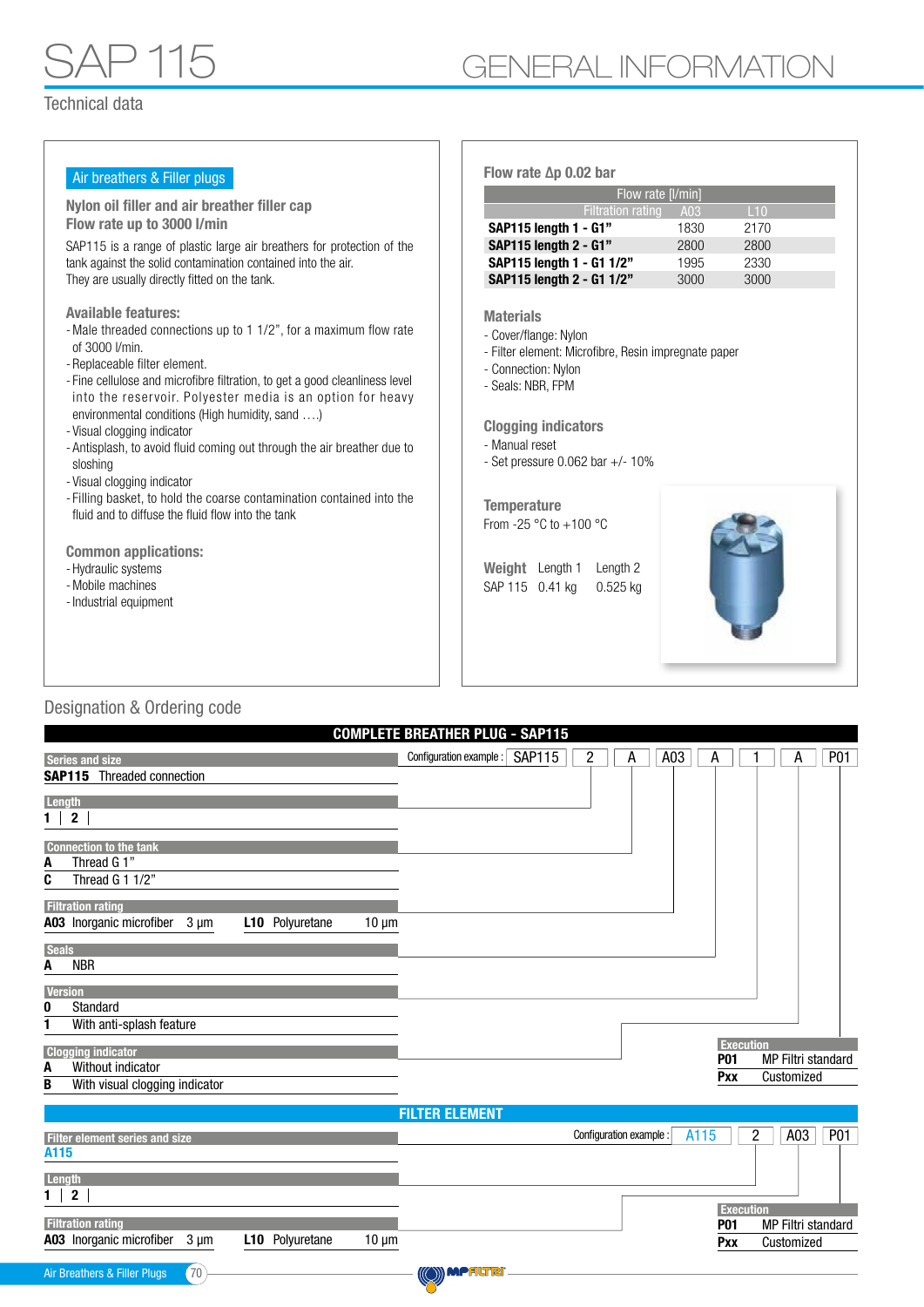# SAP 115

## GENERAL INFORMATION

Technical data

### Air breathers & Filler plugs

**Nylon oil filler and air breather filler cap**
**Flow rate up to 3000 l/min**

SAP115 is a range of plastic large air breathers for protection of the tank against the solid contamination contained into the air.
They are usually directly fitted on the tank.

**Available features:**

- Male threaded connections up to 1 1/2", for a maximum flow rate of 3000 l/min.
- Replaceable filter element.
- Fine cellulose and microfibre filtration, to get a good cleanliness level into the reservoir. Polyester media is an option for heavy environmental conditions (High humidity, sand ….)
- Visual clogging indicator
- Antisplash, to avoid fluid coming out through the air breather due to sloshing
- Visual clogging indicator
- Filling basket, to hold the coarse contamination contained into the fluid and to diffuse the fluid flow into the tank

**Common applications:**

- Hydraulic systems
- Mobile machines
- Industrial equipment

**Flow rate Δp 0.02 bar**

| | Flow rate [l/min] | |
|---|---|---|
| Filtration rating | A03 | L10 |
| **SAP115 length 1 - G1"** | 1830 | 2170 |
| **SAP115 length 2 - G1"** | 2800 | 2800 |
| **SAP115 length 1 - G1 1/2"** | 1995 | 2330 |
| **SAP115 length 2 - G1 1/2"** | 3000 | 3000 |

**Materials**

- Cover/flange: Nylon
- Filter element: Microfibre, Resin impregnate paper
- Connection: Nylon
- Seals: NBR, FPM

**Clogging indicators**

- Manual reset
- Set pressure 0.062 bar +/- 10%

**Temperature**
From -25 °C to +100 °C

| **Weight** | Length 1 | Length 2 |
|---|---|---|
| SAP 115 | 0.41 kg | 0.525 kg |

## Designation & Ordering code

### COMPLETE BREATHER PLUG - SAP115

Configuration example : SAP115 | 2 | A | A03 | A | 1 | A | P01

**Series and size**
**SAP115** Threaded connection

**Length**
**1** | **2** |

**Connection to the tank**
**A** Thread G 1"
**C** Thread G 1 1/2"

**Filtration rating**
**A03** Inorganic microfiber 3 μm
**L10** Polyuretane 10 μm

**Seals**
**A** NBR

**Version**
**0** Standard
**1** With anti-splash feature

**Clogging indicator**
**A** Without indicator
**B** With visual clogging indicator

**Execution**
**P01** MP Filtri standard
**Pxx** Customized

### FILTER ELEMENT

Configuration example : A115 | 2 | A03 | P01

**Filter element series and size**
**A115**

**Length**
**1** | **2** |

**Filtration rating**
**A03** Inorganic microfiber 3 μm
**L10** Polyuretane 10 μm

**Execution**
**P01** MP Filtri standard
**Pxx** Customized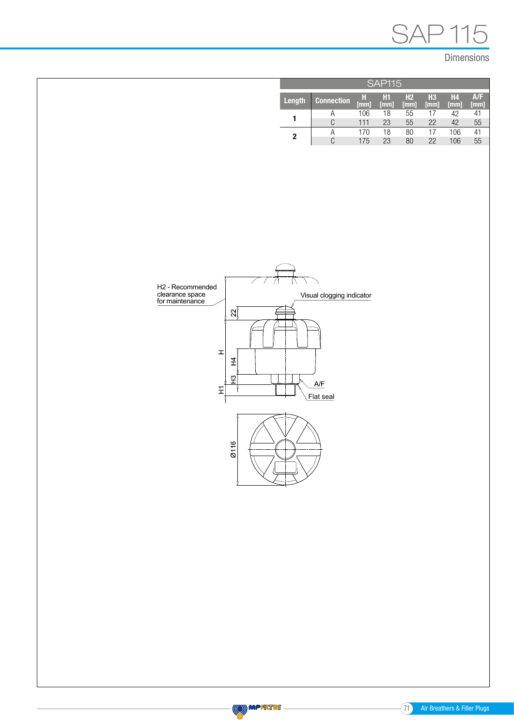# SAP 115

## Dimensions

| SAP115 | | | | | | | |
|---|---|---|---|---|---|---|---|
| Length | Connection | H [mm] | H1 [mm] | H2 [mm] | H3 [mm] | H4 [mm] | A/F [mm] |
| 1 | A | 106 | 18 | 55 | 17 | 42 | 41 |
| | C | 111 | 23 | 55 | 22 | 42 | 55 |
| 2 | A | 170 | 18 | 80 | 17 | 106 | 41 |
| | C | 175 | 23 | 80 | 22 | 106 | 55 |

H2 - Recommended clearance space for maintenance

Visual clogging indicator

22

H

H4

H3

H1

A/F

Flat seal

Ø116